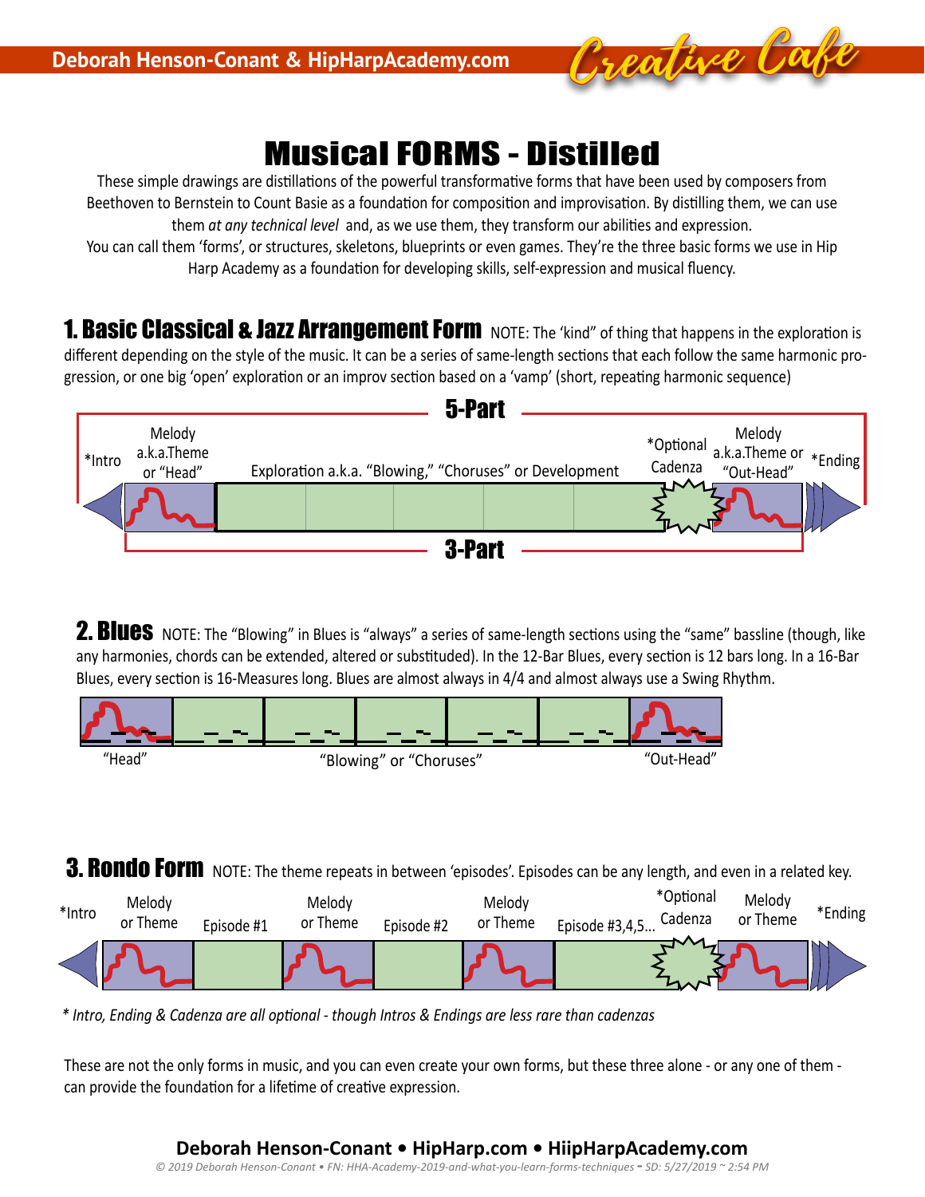# Musical FORMS - Distilled

These simple drawings are distillations of the powerful transformative forms that have been used by composers from Beethoven to Bernstein to Count Basie as a foundation for composition and improvisation. By distilling them, we can use them *at any technical level* and, as we use them, they transform our abilities and expression.

You can call them 'forms', or structures, skeletons, blueprints or even games. They're the three basic forms we use in Hip Harp Academy as a foundation for developing skills, self-expression and musical fluency.

## 1. Basic Classical & Jazz Arrangement Form

NOTE: The 'kind" of thing that happens in the exploration is different depending on the style of the music. It can be a series of same-length sections that each follow the same harmonic progression, or one big 'open' exploration or an improv section based on a 'vamp' (short, repeating harmonic sequence)

5-Part

*Intro | Melody a.k.a.Theme or "Head" | Exploration a.k.a. "Blowing," "Choruses" or Development | *Optional Cadenza | Melody a.k.a.Theme or "Out-Head" | *Ending

3-Part

## 2. Blues

NOTE: The "Blowing" in Blues is "always" a series of same-length sections using the "same" bassline (though, like any harmonies, chords can be extended, altered or substituded). In the 12-Bar Blues, every section is 12 bars long. In a 16-Bar Blues, every section is 16-Measures long. Blues are almost always in 4/4 and almost always use a Swing Rhythm.

"Head" | "Blowing" or "Choruses" | "Out-Head"

## 3. Rondo Form

NOTE: The theme repeats in between 'episodes'. Episodes can be any length, and even in a related key.

*Intro | Melody or Theme | Episode #1 | Melody or Theme | Episode #2 | Melody or Theme | Episode #3,4,5... | *Optional Cadenza | Melody or Theme | *Ending

*\* Intro, Ending & Cadenza are all optional - though Intros & Endings are less rare than cadenzas*

These are not the only forms in music, and you can even create your own forms, but these three alone - or any one of them - can provide the foundation for a lifetime of creative expression.

**Deborah Henson-Conant • HipHarp.com • HiipHarpAcademy.com**

*© 2019 Deborah Henson-Conant • FN: HHA-Academy-2019-and-what-you-learn-forms-techniques - SD: 5/27/2019 ~ 2:54 PM*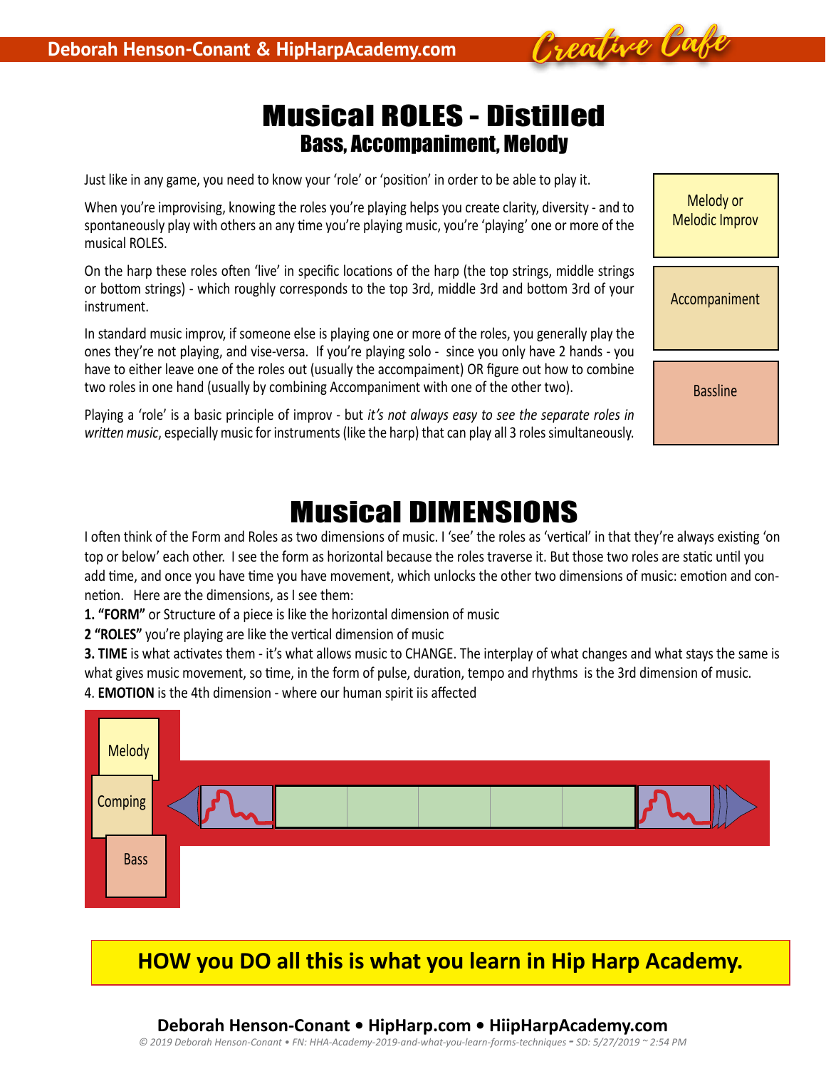# Musical ROLES - Distilled

## Bass, Accompaniment, Melody

Just like in any game, you need to know your 'role' or 'position' in order to be able to play it.

When you're improvising, knowing the roles you're playing helps you create clarity, diversity - and to spontaneously play with others an any time you're playing music, you're 'playing' one or more of the musical ROLES.

On the harp these roles often 'live' in specific locations of the harp (the top strings, middle strings or bottom strings) - which roughly corresponds to the top 3rd, middle 3rd and bottom 3rd of your instrument.

In standard music improv, if someone else is playing one or more of the roles, you generally play the ones they're not playing, and vise-versa. If you're playing solo - since you only have 2 hands - you have to either leave one of the roles out (usually the accompaiment) OR figure out how to combine two roles in one hand (usually by combining Accompaniment with one of the other two).

Playing a 'role' is a basic principle of improv - but *it's not always easy to see the separate roles in written music*, especially music for instruments (like the harp) that can play all 3 roles simultaneously.

Melody or Melodic Improv

Accompaniment

Bassline

# Musical DIMENSIONS

I often think of the Form and Roles as two dimensions of music. I 'see' the roles as 'vertical' in that they're always existing 'on top or below' each other. I see the form as horizontal because the roles traverse it. But those two roles are static until you add time, and once you have time you have movement, which unlocks the other two dimensions of music: emotion and con-netion. Here are the dimensions, as I see them:

**1. "FORM"** or Structure of a piece is like the horizontal dimension of music

**2 "ROLES"** you're playing are like the vertical dimension of music

**3. TIME** is what activates them - it's what allows music to CHANGE. The interplay of what changes and what stays the same is what gives music movement, so time, in the form of pulse, duration, tempo and rhythms is the 3rd dimension of music.

4. **EMOTION** is the 4th dimension - where our human spirit iis affected

Melody

Comping

Bass

**HOW you DO all this is what you learn in Hip Harp Academy.**

**Deborah Henson-Conant • HipHarp.com • HiipHarpAcademy.com**

*© 2019 Deborah Henson-Conant • FN: HHA-Academy-2019-and-what-you-learn-forms-techniques - SD: 5/27/2019 ~ 2:54 PM*